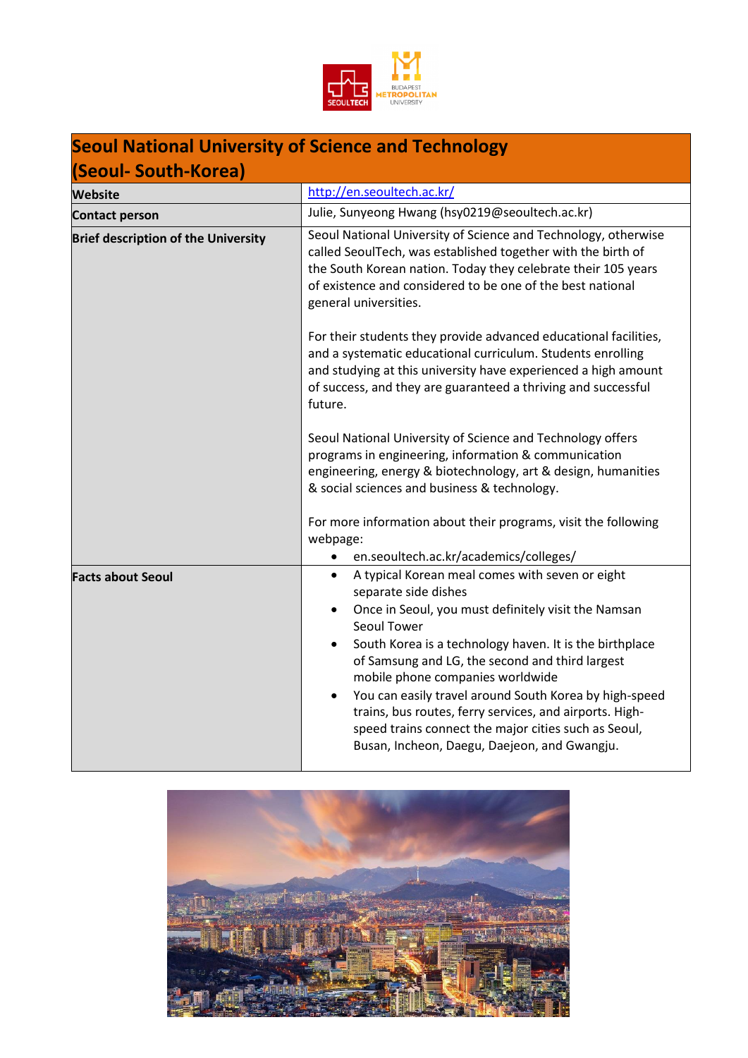| Seoul National University of Science and Technology (Seoul- South-Korea) | |
|---|---|
| **Website** | http://en.seoultech.ac.kr/ |
| **Contact person** | Julie, Sunyeong Hwang (hsy0219@seoultech.ac.kr) |
| **Brief description of the University** | Seoul National University of Science and Technology, otherwise called SeoulTech, was established together with the birth of the South Korean nation. Today they celebrate their 105 years of existence and considered to be one of the best national general universities.<br><br>For their students they provide advanced educational facilities, and a systematic educational curriculum. Students enrolling and studying at this university have experienced a high amount of success, and they are guaranteed a thriving and successful future.<br><br>Seoul National University of Science and Technology offers programs in engineering, information & communication engineering, energy & biotechnology, art & design, humanities & social sciences and business & technology.<br><br>For more information about their programs, visit the following webpage:<br>• en.seoultech.ac.kr/academics/colleges/ |
| **Facts about Seoul** | • A typical Korean meal comes with seven or eight separate side dishes<br>• Once in Seoul, you must definitely visit the Namsan Seoul Tower<br>• South Korea is a technology haven. It is the birthplace of Samsung and LG, the second and third largest mobile phone companies worldwide<br>• You can easily travel around South Korea by high-speed trains, bus routes, ferry services, and airports. High-speed trains connect the major cities such as Seoul, Busan, Incheon, Daegu, Daejeon, and Gwangju. |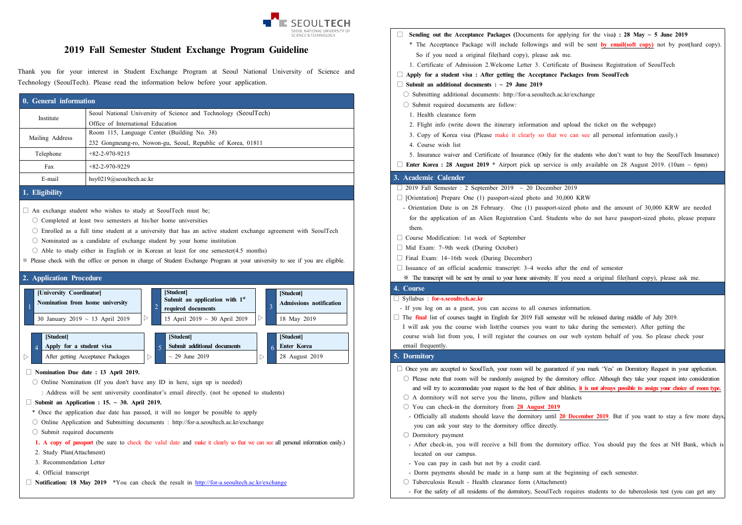SEOULTECH
SEOUL NATIONAL UNIVERSITY OF SCIENCE & TECHNOLOGY

# 2019 Fall Semester Student Exchange Program Guideline

Thank you for your interest in Student Exchange Program at Seoul National University of Science and Technology (SeoulTech). Please read the information below before your application.

## 0. General information

| | |
|---|---|
| Institute | Seoul National University of Science and Technology (SeoulTech)<br>Office of International Education |
| Mailing Address | Room 115, Language Center (Building No. 38)<br>232 Gongneung-ro, Nowon-gu, Seoul, Republic of Korea, 01811 |
| Telephone | +82-2-970-9215 |
| Fax | +82-2-970-9229 |
| E-mail | hsy0219@seoultech.ac.kr |

## 1. Eligibility

☐ An exchange student who wishes to study at SeoulTech must be;

- ○ Completed at least two semesters at his/her home universities
- ○ Enrolled as a full time student at a university that has an active student exchange agreement with SeoulTech
- ○ Nominated as a candidate of exchange student by your home institution
- ○ Able to study either in English or in Korean at least for one semester(4.5 months)

※ Please check with the office or person in charge of Student Exchange Program at your university to see if you are eligible.

## 2. Application Procedure

| Step | Who | Task | Date |
|---|---|---|---|
| 1 | [University Coordinator] | Nomination from home university | 30 January 2019 ~ 13 April 2019 |
| 2 | [Student] | Submit an application with 1st required documents | 15 April 2019 ~ 30 April 2019 |
| 3 | [Student] | Admissions notification | 18 May 2019 |
| 4 | [Student] | Apply for a student visa | After getting Acceptance Packages |
| 5 | [Student] | Submit additional documents | ~ 29 June 2019 |
| 6 | [Student] | Enter Korea | 28 August 2019 |

☐ **Nomination Due date : 13 April 2019.**

- ○ Online Nomination (If you don't have any ID in here, sign up is needed)
  : Address will be sent university coordinator's email directly. (not be opened to students)

☐ **Submit an Application : 15. ~ 30. April 2019.**

\* Once the application due date has passed, it will no longer be possible to apply

- ○ Online Application and Submitting documents : http://for-a.seoultech.ac.kr/exchange
- ○ Submit required documents
  1. **A copy of passport** (be sure to check the valid date and make it clearly so that we can see all personal information easily.)
  2. Study Plan(Attachment)
  3. Recommendation Letter
  4. Official transcript

☐ **Notification: 18 May 2019** \*You can check the result in http://for-a.seoultech.ac.kr/exchange

☐ **Sending out the Acceptance Packages (Documents for applying for the visa) : 28 May ~ 5 June 2019**

\* The Acceptance Package will include followings and will be sent **by email(soft copy)** not by post(hard copy). So if you need a original file(hard copy), please ask me.

1. Certificate of Admission 2.Welcome Letter 3. Certificate of Business Registration of SeoulTech

☐ **Apply for a student visa : After getting the Acceptance Packages from SeoulTech**

☐ **Submit an additional documents : ~ 29 June 2019**

- ○ Submitting additional documents: http://for-a.seoultech.ac.kr/exchange
- ○ Submit required documents are follow:
  1. Health clearance form
  2. Flight info (write down the itinerary information and upload the ticket on the webpage)
  3. Copy of Korea visa (Please make it clearly so that we can see all personal information easily.)
  4. Course wish list
  5. Insurance waiver and Certificate of Insurance (Only for the students who don't want to buy the SeoulTech Insurance)

☐ **Enter Korea : 28 August 2019** \* Airport pick up service is only available on 28 August 2019. (10am ~ 6pm)

## 3. Academic Calender

☐ 2019 Fall Semester : 2 September 2019 ~ 20 December 2019

☐ [Orientation] Prepare One (1) passport-sized photo and 30,000 KRW

- Orientation Date is on 28 February. One (1) passport-sized photo and the amount of 30,000 KRW are needed for the application of an Alien Registration Card. Students who do not have passport-sized photo, please prepare them.

☐ Course Modification: 1st week of September

☐ Mid Exam: 7~9th week (During October)

☐ Final Exam: 14~16th week (During December)

☐ Issuance of an official academic transcript: 3~4 weeks after the end of semester

※ The transcript will be sent by email to your home university. If you need a original file(hard copy), please ask me.

## 4. Course

☐ Syllabus : **for-s.seoultech.ac.kr**

- If you log on as a guest, you can access to all courses information.

☐ The **final** list of courses taught in English for 2019 Fall semester will be released during middle of July 2019. I will ask you the course wish list(the courses you want to take during the semester). After getting the course wish list from you, I will register the courses on our web system behalf of you. So please check your email frequently.

## 5. Dormitory

☐ Once you are accepted to SeoulTech, your room will be guaranteed if you mark 'Yes' on Dormitory Request in your application.

- ○ Please note that room will be randomly assigned by the dormitory office. Although they take your request into consideration and will try to accommodate your request to the best of their abilities, **it is not always possible to assign your choice of room type.**
- ○ A dormitory will not serve you the linens, pillow and blankets
- ○ You can check-in the dormitory from **28 August 2019**
  - Officially all students should leave the dormitory until **20 December 2019**. But if you want to stay a few more days, you can ask your stay to the dormitory office directly.
- ○ Dormitory payment
  - After check-in, you will receive a bill from the dormitory office. You should pay the fees at NH Bank, which is located on our campus.
  - You can pay in cash but not by a credit card.
  - Dorm payments should be made in a lump sum at the beginning of each semester.
- ○ Tuberculosis Result - Health clearance form (Attachment)
  - For the safety of all residents of the dormitory, SeoulTech requires students to do tuberculosis test (you can get any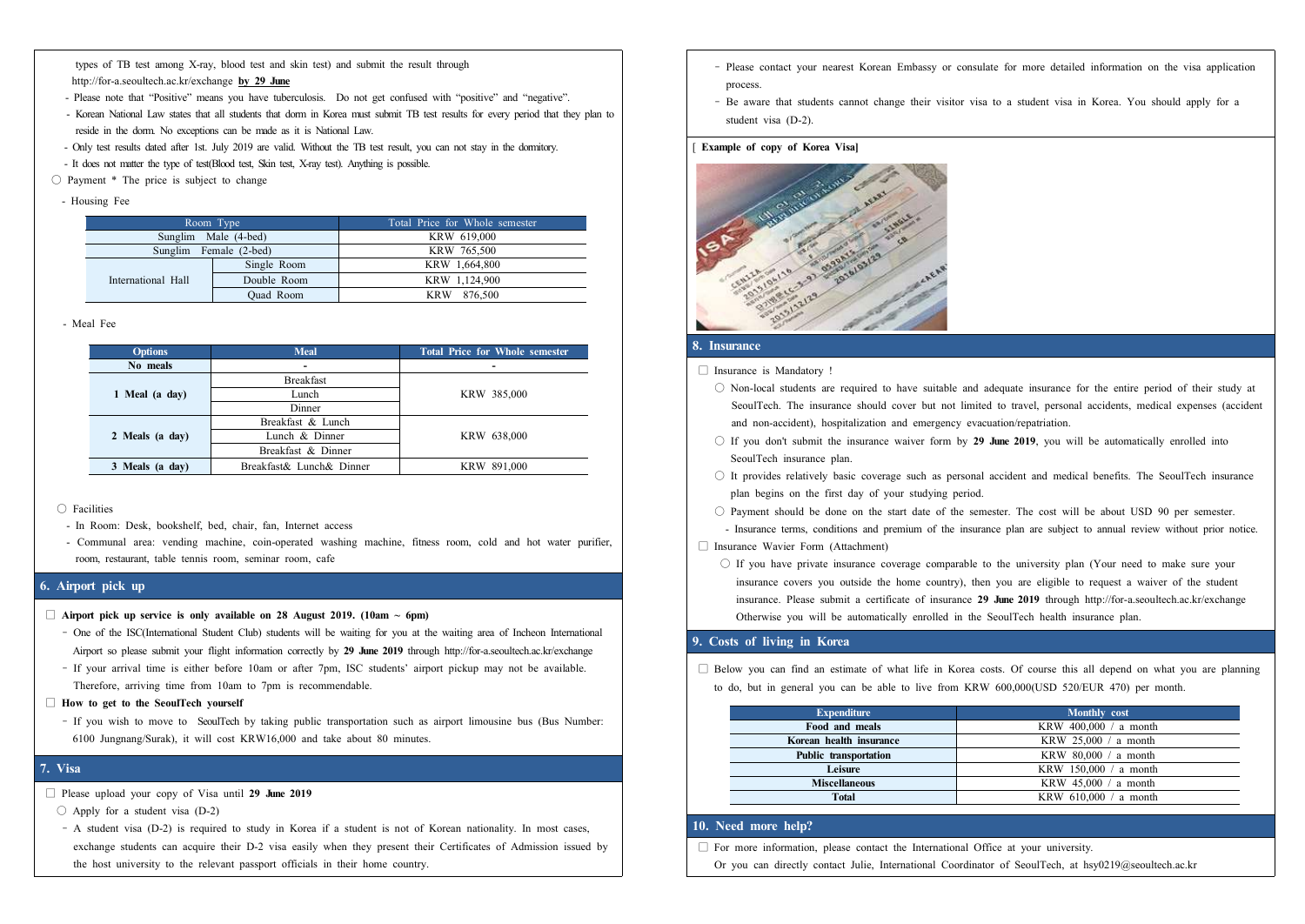types of TB test among X-ray, blood test and skin test) and submit the result through http://for-a.seoultech.ac.kr/exchange **by 29 June**

- Please note that "Positive" means you have tuberculosis. Do not get confused with "positive" and "negative".
- Korean National Law states that all students that dorm in Korea must submit TB test results for every period that they plan to reside in the dorm. No exceptions can be made as it is National Law.
- Only test results dated after 1st. July 2019 are valid. Without the TB test result, you can not stay in the dormitory.
- It does not matter the type of test(Blood test, Skin test, X-ray test). Anything is possible.

○ Payment * The price is subject to change

- Housing Fee

| Room Type | | Total Price for Whole semester |
|---|---|---|
| Sunglim Male (4-bed) | | KRW 619,000 |
| Sunglim Female (2-bed) | | KRW 765,500 |
| International Hall | Single Room | KRW 1,664,800 |
| | Double Room | KRW 1,124,900 |
| | Quad Room | KRW 876,500 |

- Meal Fee

| Options | Meal | Total Price for Whole semester |
|---|---|---|
| No meals | - | - |
| 1 Meal (a day) | Breakfast | KRW 385,000 |
| | Lunch | |
| | Dinner | |
| 2 Meals (a day) | Breakfast & Lunch | KRW 638,000 |
| | Lunch & Dinner | |
| | Breakfast & Dinner | |
| 3 Meals (a day) | Breakfast& Lunch& Dinner | KRW 891,000 |

○ Facilities

- In Room: Desk, bookshelf, bed, chair, fan, Internet access
- Communal area: vending machine, coin-operated washing machine, fitness room, cold and hot water purifier, room, restaurant, table tennis room, seminar room, cafe

## 6. Airport pick up

□ **Airport pick up service is only available on 28 August 2019. (10am ~ 6pm)**

- One of the ISC(International Student Club) students will be waiting for you at the waiting area of Incheon International Airport so please submit your flight information correctly by **29 June 2019** through http://for-a.seoultech.ac.kr/exchange
- If your arrival time is either before 10am or after 7pm, ISC students' airport pickup may not be available. Therefore, arriving time from 10am to 7pm is recommendable.

□ **How to get to the SeoulTech yourself**

- If you wish to move to SeoulTech by taking public transportation such as airport limousine bus (Bus Number: 6100 Jungnang/Surak), it will cost KRW16,000 and take about 80 minutes.

## 7. Visa

□ Please upload your copy of Visa until **29 June 2019**

○ Apply for a student visa (D-2)

- A student visa (D-2) is required to study in Korea if a student is not of Korean nationality. In most cases, exchange students can acquire their D-2 visa easily when they present their Certificates of Admission issued by the host university to the relevant passport officials in their home country.
- Please contact your nearest Korean Embassy or consulate for more detailed information on the visa application process.
- Be aware that students cannot change their visitor visa to a student visa in Korea. You should apply for a student visa (D-2).

[ **Example of copy of Korea Visa]**

## 8. Insurance

□ Insurance is Mandatory !

○ Non-local students are required to have suitable and adequate insurance for the entire period of their study at SeoulTech. The insurance should cover but not limited to travel, personal accidents, medical expenses (accident and non-accident), hospitalization and emergency evacuation/repatriation.

○ If you don't submit the insurance waiver form by **29 June 2019**, you will be automatically enrolled into SeoulTech insurance plan.

○ It provides relatively basic coverage such as personal accident and medical benefits. The SeoulTech insurance plan begins on the first day of your studying period.

○ Payment should be done on the start date of the semester. The cost will be about USD 90 per semester.

- Insurance terms, conditions and premium of the insurance plan are subject to annual review without prior notice.

□ Insurance Wavier Form (Attachment)

○ If you have private insurance coverage comparable to the university plan (Your need to make sure your insurance covers you outside the home country), then you are eligible to request a waiver of the student insurance. Please submit a certificate of insurance **29 June 2019** through http://for-a.seoultech.ac.kr/exchange Otherwise you will be automatically enrolled in the SeoulTech health insurance plan.

## 9. Costs of living in Korea

□ Below you can find an estimate of what life in Korea costs. Of course this all depend on what you are planning to do, but in general you can be able to live from KRW 600,000(USD 520/EUR 470) per month.

| Expenditure | Monthly cost |
|---|---|
| **Food and meals** | KRW 400,000 / a month |
| **Korean health insurance** | KRW 25,000 / a month |
| **Public transportation** | KRW 80,000 / a month |
| **Leisure** | KRW 150,000 / a month |
| **Miscellaneous** | KRW 45,000 / a month |
| **Total** | KRW 610,000 / a month |

## 10. Need more help?

□ For more information, please contact the International Office at your university.
Or you can directly contact Julie, International Coordinator of SeoulTech, at hsy0219@seoultech.ac.kr